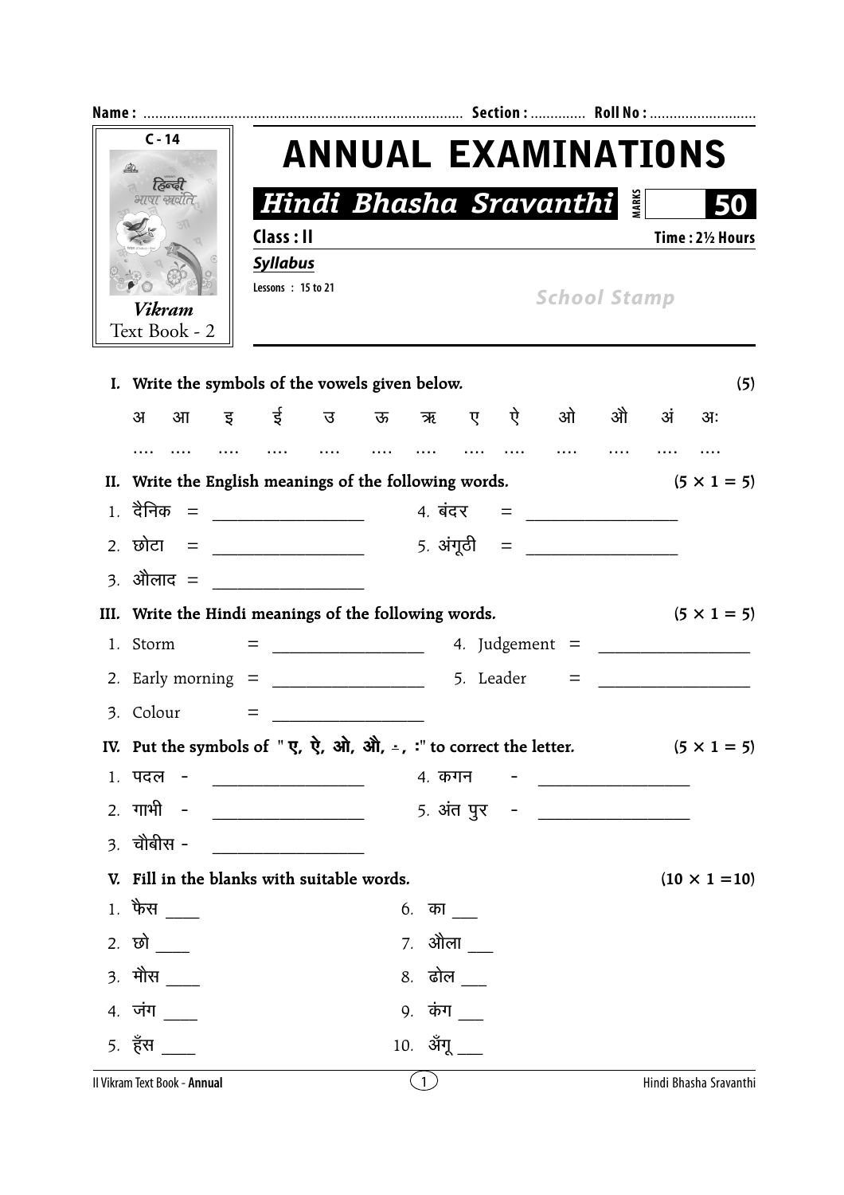Name : .................................................................................. Section : ............. Roll No : ...........................

C - 14

हिन्दी भाषा स्रवंति

*Vikram*
Text Book - 2

# ANNUAL EXAMINATIONS

## *Hindi Bhasha Sravanthi*

MARKS **50**

**Class : II** **Time : 2½ Hours**

***Syllabus***

Lessons : 15 to 21

*School Stamp*

**I. Write the symbols of the vowels given below.** **(5)**

| अ | आ | इ | ई | उ | ऊ | ऋ | ए | ऐ | ओ | औ | अं | अः |
|---|---|---|---|---|---|---|---|---|---|---|---|---|
| .... | .... | .... | .... | .... | .... | .... | .... | .... | .... | .... | .... | .... |

**II. Write the English meanings of the following words.** **(5 × 1 = 5)**

1. दैनिक = __________________
2. छोटा = __________________
3. औलाद = __________________
4. बंदर = __________________
5. अंगूठी = __________________

**III. Write the Hindi meanings of the following words.** **(5 × 1 = 5)**

1. Storm = __________________
2. Early morning = __________________
3. Colour = __________________
4. Judgement = __________________
5. Leader = __________________

**IV. Put the symbols of "ए, ऐ, ओ, औ, ं, :" to correct the letter.** **(5 × 1 = 5)**

1. पदल - __________________
2. गाभी - __________________
3. चौबीस - __________________
4. कगन - __________________
5. अंत पुर - __________________

**V. Fill in the blanks with suitable words.** **(10 × 1 =10)**

1. फैस ____
2. छो ____
3. मौस ____
4. जंग ____
5. हँस ____
6. का ___
7. औला ___
8. ढोल ___
9. कंग ___
10. अँगू ___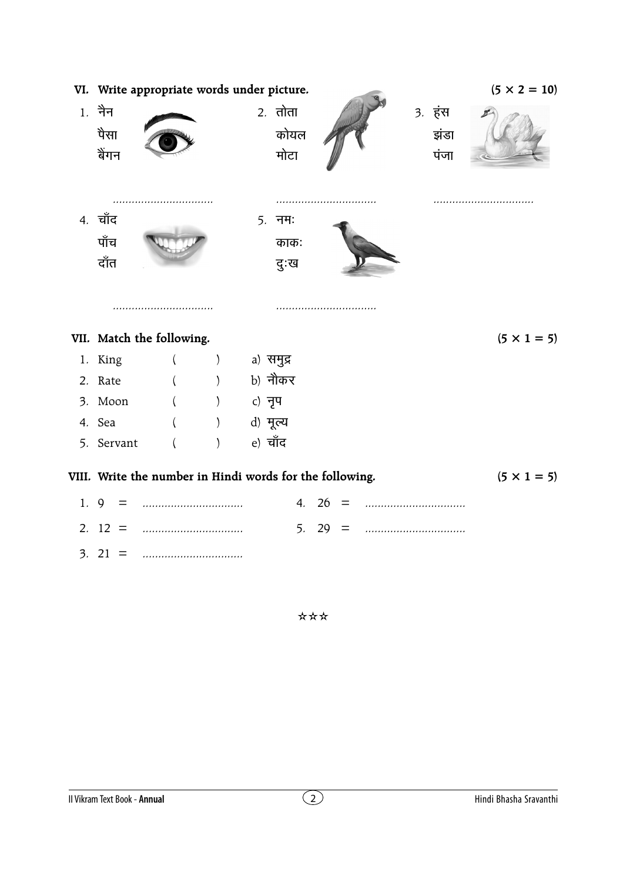**VI. Write appropriate words under picture.** **(5 × 2 = 10)**

1. नैन
   पैसा
   बैंगन

   ................................

2. तोता
   कोयल
   मोटा

   ................................

3. हंस
   झंडा
   पंजा

   ................................

4. चाँद
   पाँच
   दाँत

   ................................

5. नमः
   काकः
   दुःख

   ................................

**VII. Match the following.** **(5 × 1 = 5)**

1. King ( ) a) समुद्र
2. Rate ( ) b) नौकर
3. Moon ( ) c) नृप
4. Sea ( ) d) मूल्य
5. Servant ( ) e) चाँद

**VIII. Write the number in Hindi words for the following.** **(5 × 1 = 5)**

1. 9 = ................................
2. 12 = ................................
3. 21 = ................................
4. 26 = ................................
5. 29 = ................................

☆☆☆